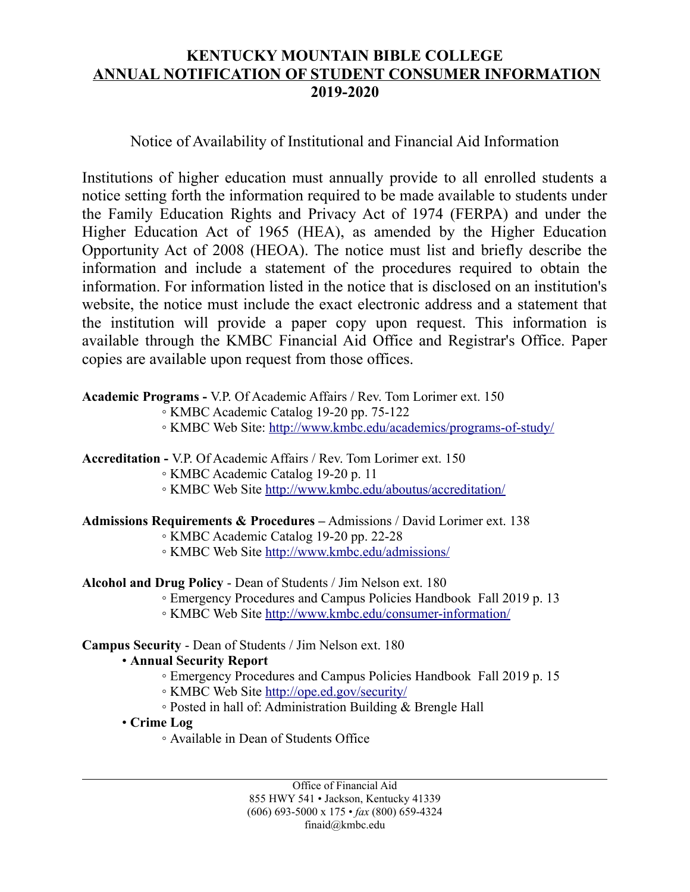# KENTUCKY MOUNTAIN BIBLE COLLEGE
## ANNUAL NOTIFICATION OF STUDENT CONSUMER INFORMATION
## 2019-2020

Notice of Availability of Institutional and Financial Aid Information

Institutions of higher education must annually provide to all enrolled students a notice setting forth the information required to be made available to students under the Family Education Rights and Privacy Act of 1974 (FERPA) and under the Higher Education Act of 1965 (HEA), as amended by the Higher Education Opportunity Act of 2008 (HEOA). The notice must list and briefly describe the information and include a statement of the procedures required to obtain the information. For information listed in the notice that is disclosed on an institution's website, the notice must include the exact electronic address and a statement that the institution will provide a paper copy upon request. This information is available through the KMBC Financial Aid Office and Registrar's Office. Paper copies are available upon request from those offices.

**Academic Programs -** V.P. Of Academic Affairs / Rev. Tom Lorimer ext. 150

- ◦ KMBC Academic Catalog 19-20 pp. 75-122
- ◦ KMBC Web Site: http://www.kmbc.edu/academics/programs-of-study/

**Accreditation -** V.P. Of Academic Affairs / Rev. Tom Lorimer ext. 150

- ◦ KMBC Academic Catalog 19-20 p. 11
- ◦ KMBC Web Site http://www.kmbc.edu/aboutus/accreditation/

**Admissions Requirements & Procedures –** Admissions / David Lorimer ext. 138

- ◦ KMBC Academic Catalog 19-20 pp. 22-28
- ◦ KMBC Web Site http://www.kmbc.edu/admissions/

**Alcohol and Drug Policy** - Dean of Students / Jim Nelson ext. 180

- ◦ Emergency Procedures and Campus Policies Handbook Fall 2019 p. 13
- ◦ KMBC Web Site http://www.kmbc.edu/consumer-information/

**Campus Security** - Dean of Students / Jim Nelson ext. 180

- **Annual Security Report**
  - ◦ Emergency Procedures and Campus Policies Handbook Fall 2019 p. 15
  - ◦ KMBC Web Site http://ope.ed.gov/security/
  - ◦ Posted in hall of: Administration Building & Brengle Hall
- **Crime Log**
  - ◦ Available in Dean of Students Office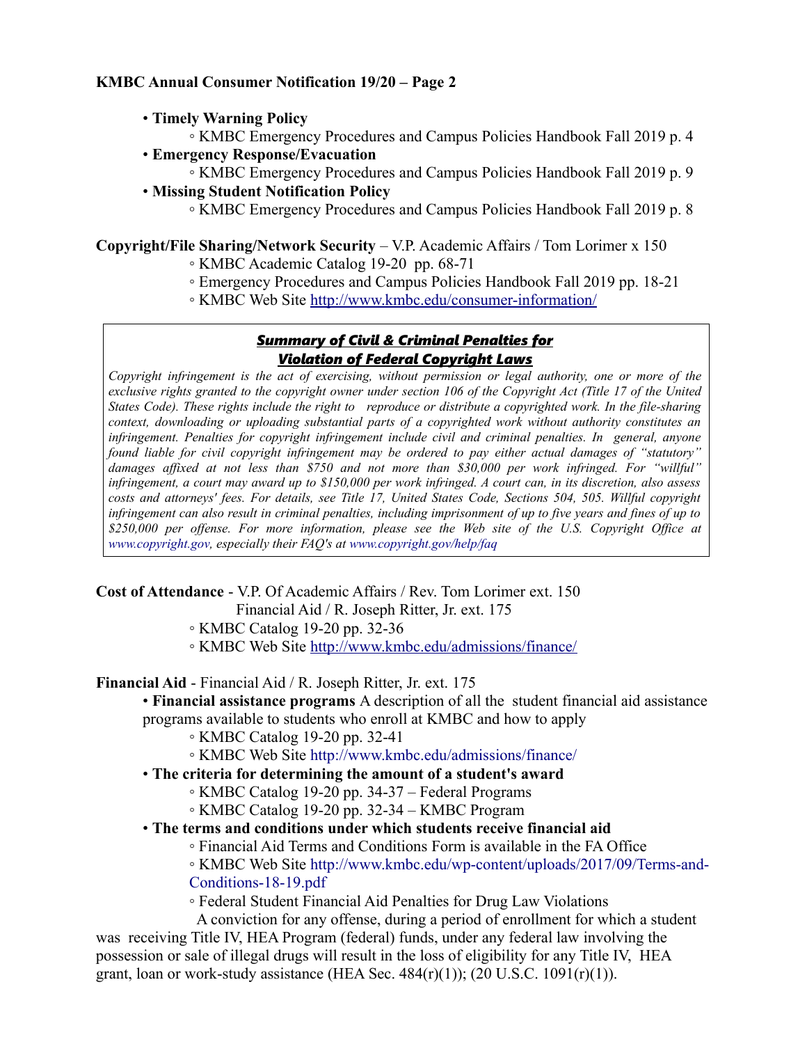**KMBC Annual Consumer Notification 19/20 – Page 2**

- **Timely Warning Policy**
  - KMBC Emergency Procedures and Campus Policies Handbook Fall 2019 p. 4
- **Emergency Response/Evacuation**
  - KMBC Emergency Procedures and Campus Policies Handbook Fall 2019 p. 9
- **Missing Student Notification Policy**
  - KMBC Emergency Procedures and Campus Policies Handbook Fall 2019 p. 8

**Copyright/File Sharing/Network Security** – V.P. Academic Affairs / Tom Lorimer x 150

- KMBC Academic Catalog 19-20 pp. 68-71
- Emergency Procedures and Campus Policies Handbook Fall 2019 pp. 18-21
- KMBC Web Site http://www.kmbc.edu/consumer-information/

***Summary of Civil & Criminal Penalties for Violation of Federal Copyright Laws***

*Copyright infringement is the act of exercising, without permission or legal authority, one or more of the exclusive rights granted to the copyright owner under section 106 of the Copyright Act (Title 17 of the United States Code). These rights include the right to reproduce or distribute a copyrighted work. In the file-sharing context, downloading or uploading substantial parts of a copyrighted work without authority constitutes an infringement. Penalties for copyright infringement include civil and criminal penalties. In general, anyone found liable for civil copyright infringement may be ordered to pay either actual damages of "statutory" damages affixed at not less than $750 and not more than $30,000 per work infringed. For "willful" infringement, a court may award up to $150,000 per work infringed. A court can, in its discretion, also assess costs and attorneys' fees. For details, see Title 17, United States Code, Sections 504, 505. Willful copyright infringement can also result in criminal penalties, including imprisonment of up to five years and fines of up to $250,000 per offense. For more information, please see the Web site of the U.S. Copyright Office at www.copyright.gov, especially their FAQ's at www.copyright.gov/help/faq*

**Cost of Attendance** - V.P. Of Academic Affairs / Rev. Tom Lorimer ext. 150
Financial Aid / R. Joseph Ritter, Jr. ext. 175

- KMBC Catalog 19-20 pp. 32-36
- KMBC Web Site http://www.kmbc.edu/admissions/finance/

**Financial Aid** - Financial Aid / R. Joseph Ritter, Jr. ext. 175

- **Financial assistance programs** A description of all the student financial aid assistance programs available to students who enroll at KMBC and how to apply
  - KMBC Catalog 19-20 pp. 32-41
  - KMBC Web Site http://www.kmbc.edu/admissions/finance/
- **The criteria for determining the amount of a student's award**
  - KMBC Catalog 19-20 pp. 34-37 – Federal Programs
  - KMBC Catalog 19-20 pp. 32-34 – KMBC Program
- **The terms and conditions under which students receive financial aid**
  - Financial Aid Terms and Conditions Form is available in the FA Office
  - KMBC Web Site http://www.kmbc.edu/wp-content/uploads/2017/09/Terms-and-Conditions-18-19.pdf
  - Federal Student Financial Aid Penalties for Drug Law Violations

A conviction for any offense, during a period of enrollment for which a student was receiving Title IV, HEA Program (federal) funds, under any federal law involving the possession or sale of illegal drugs will result in the loss of eligibility for any Title IV, HEA grant, loan or work-study assistance (HEA Sec. 484(r)(1)); (20 U.S.C. 1091(r)(1)).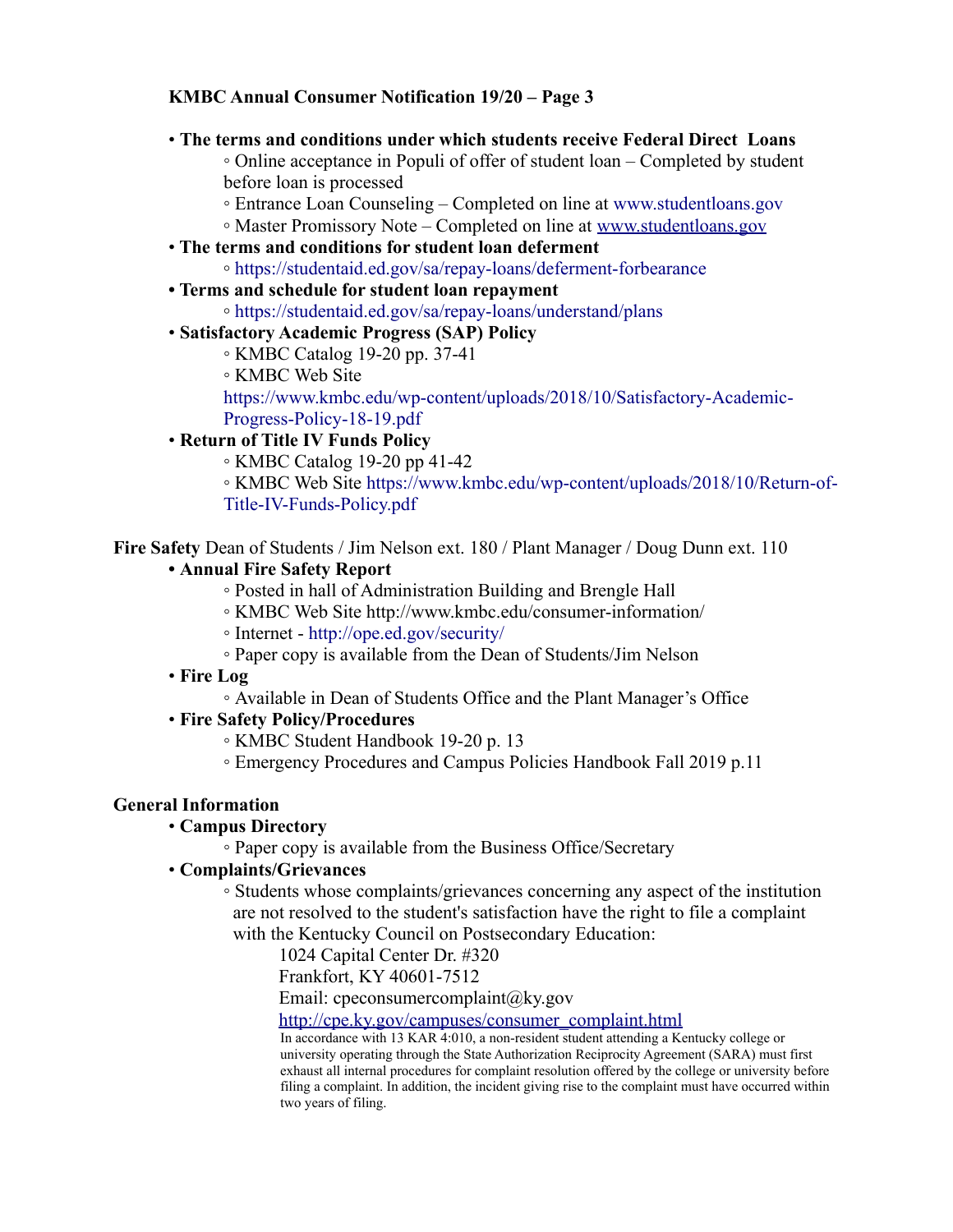**KMBC Annual Consumer Notification 19/20 – Page 3**

- **The terms and conditions under which students receive Federal Direct Loans**
  - Online acceptance in Populi of offer of student loan – Completed by student before loan is processed
  - Entrance Loan Counseling – Completed on line at www.studentloans.gov
  - Master Promissory Note – Completed on line at www.studentloans.gov
- **The terms and conditions for student loan deferment**
  - https://studentaid.ed.gov/sa/repay-loans/deferment-forbearance
- **Terms and schedule for student loan repayment**
  - https://studentaid.ed.gov/sa/repay-loans/understand/plans
- **Satisfactory Academic Progress (SAP) Policy**
  - KMBC Catalog 19-20 pp. 37-41
  - KMBC Web Site https://www.kmbc.edu/wp-content/uploads/2018/10/Satisfactory-Academic-Progress-Policy-18-19.pdf
- **Return of Title IV Funds Policy**
  - KMBC Catalog 19-20 pp 41-42
  - KMBC Web Site https://www.kmbc.edu/wp-content/uploads/2018/10/Return-of-Title-IV-Funds-Policy.pdf

**Fire Safety** Dean of Students / Jim Nelson ext. 180 / Plant Manager / Doug Dunn ext. 110

- **Annual Fire Safety Report**
  - Posted in hall of Administration Building and Brengle Hall
  - KMBC Web Site http://www.kmbc.edu/consumer-information/
  - Internet - http://ope.ed.gov/security/
  - Paper copy is available from the Dean of Students/Jim Nelson
- **Fire Log**
  - Available in Dean of Students Office and the Plant Manager's Office
- **Fire Safety Policy/Procedures**
  - KMBC Student Handbook 19-20 p. 13
  - Emergency Procedures and Campus Policies Handbook Fall 2019 p.11

**General Information**

- **Campus Directory**
  - Paper copy is available from the Business Office/Secretary
- **Complaints/Grievances**
  - Students whose complaints/grievances concerning any aspect of the institution are not resolved to the student's satisfaction have the right to file a complaint with the Kentucky Council on Postsecondary Education:

    1024 Capital Center Dr. #320
    Frankfort, KY 40601-7512
    Email: cpeconsumercomplaint@ky.gov
    http://cpe.ky.gov/campuses/consumer_complaint.html

    In accordance with 13 KAR 4:010, a non-resident student attending a Kentucky college or university operating through the State Authorization Reciprocity Agreement (SARA) must first exhaust all internal procedures for complaint resolution offered by the college or university before filing a complaint. In addition, the incident giving rise to the complaint must have occurred within two years of filing.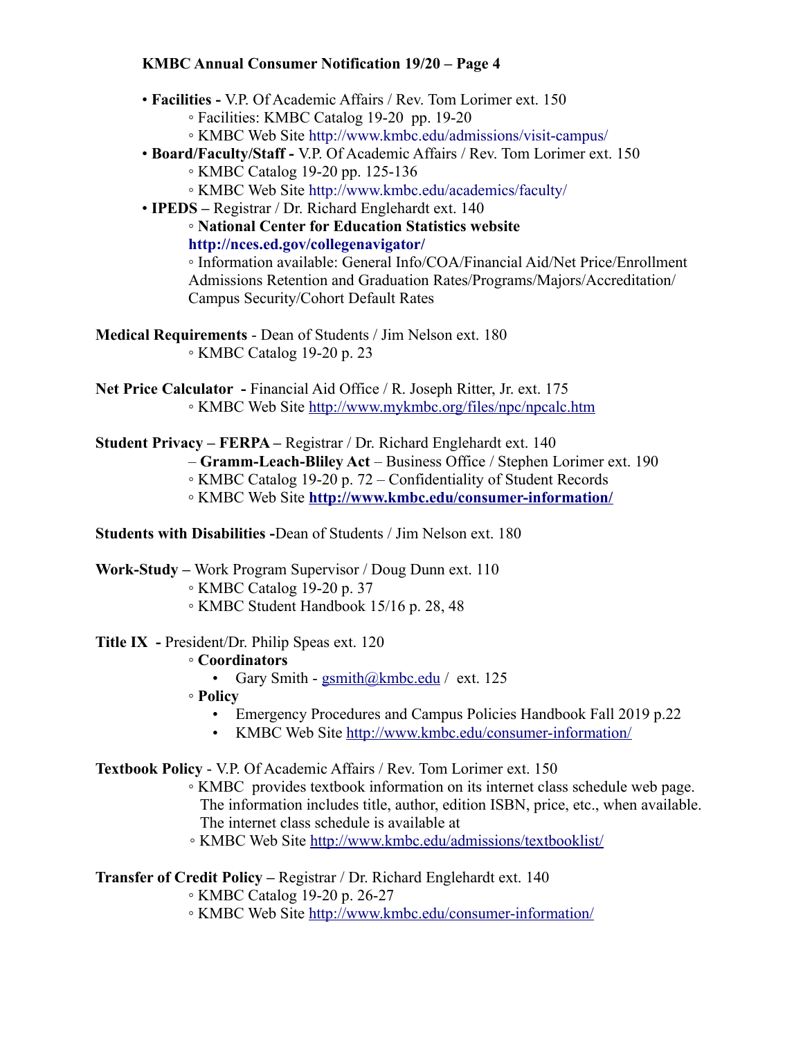**KMBC Annual Consumer Notification 19/20 – Page 4**

- **Facilities -** V.P. Of Academic Affairs / Rev. Tom Lorimer ext. 150
  - Facilities: KMBC Catalog 19-20 pp. 19-20
  - KMBC Web Site http://www.kmbc.edu/admissions/visit-campus/
- **Board/Faculty/Staff -** V.P. Of Academic Affairs / Rev. Tom Lorimer ext. 150
  - KMBC Catalog 19-20 pp. 125-136
  - KMBC Web Site http://www.kmbc.edu/academics/faculty/
- **IPEDS –** Registrar / Dr. Richard Englehardt ext. 140
  - **National Center for Education Statistics website** **http://nces.ed.gov/collegenavigator/**
  - Information available: General Info/COA/Financial Aid/Net Price/Enrollment Admissions Retention and Graduation Rates/Programs/Majors/Accreditation/ Campus Security/Cohort Default Rates

**Medical Requirements** - Dean of Students / Jim Nelson ext. 180

- KMBC Catalog 19-20 p. 23

**Net Price Calculator -** Financial Aid Office / R. Joseph Ritter, Jr. ext. 175

- KMBC Web Site http://www.mykmbc.org/files/npc/npcalc.htm

**Student Privacy – FERPA –** Registrar / Dr. Richard Englehardt ext. 140

– **Gramm-Leach-Bliley Act** – Business Office / Stephen Lorimer ext. 190

- KMBC Catalog 19-20 p. 72 – Confidentiality of Student Records
- KMBC Web Site **http://www.kmbc.edu/consumer-information/**

**Students with Disabilities -**Dean of Students / Jim Nelson ext. 180

**Work-Study –** Work Program Supervisor / Doug Dunn ext. 110

- KMBC Catalog 19-20 p. 37
- KMBC Student Handbook 15/16 p. 28, 48

**Title IX -** President/Dr. Philip Speas ext. 120

- **Coordinators**
  - Gary Smith - gsmith@kmbc.edu / ext. 125
- **Policy**
  - Emergency Procedures and Campus Policies Handbook Fall 2019 p.22
  - KMBC Web Site http://www.kmbc.edu/consumer-information/

**Textbook Policy** - V.P. Of Academic Affairs / Rev. Tom Lorimer ext. 150

- KMBC provides textbook information on its internet class schedule web page. The information includes title, author, edition ISBN, price, etc., when available. The internet class schedule is available at
- KMBC Web Site http://www.kmbc.edu/admissions/textbooklist/

**Transfer of Credit Policy –** Registrar / Dr. Richard Englehardt ext. 140

- KMBC Catalog 19-20 p. 26-27
- KMBC Web Site http://www.kmbc.edu/consumer-information/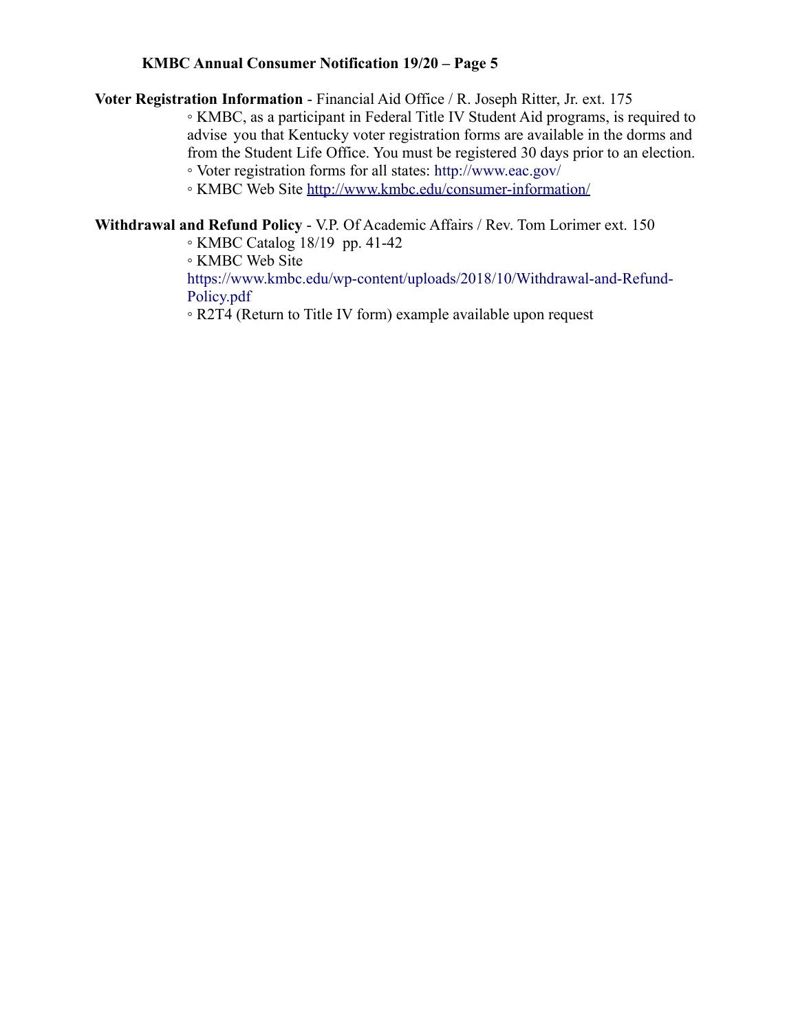**Voter Registration Information** - Financial Aid Office / R. Joseph Ritter, Jr. ext. 175

- KMBC, as a participant in Federal Title IV Student Aid programs, is required to advise you that Kentucky voter registration forms are available in the dorms and from the Student Life Office. You must be registered 30 days prior to an election.
- Voter registration forms for all states: http://www.eac.gov/
- KMBC Web Site http://www.kmbc.edu/consumer-information/

**Withdrawal and Refund Policy** - V.P. Of Academic Affairs / Rev. Tom Lorimer ext. 150

- KMBC Catalog 18/19 pp. 41-42
- KMBC Web Site https://www.kmbc.edu/wp-content/uploads/2018/10/Withdrawal-and-Refund-Policy.pdf
- R2T4 (Return to Title IV form) example available upon request